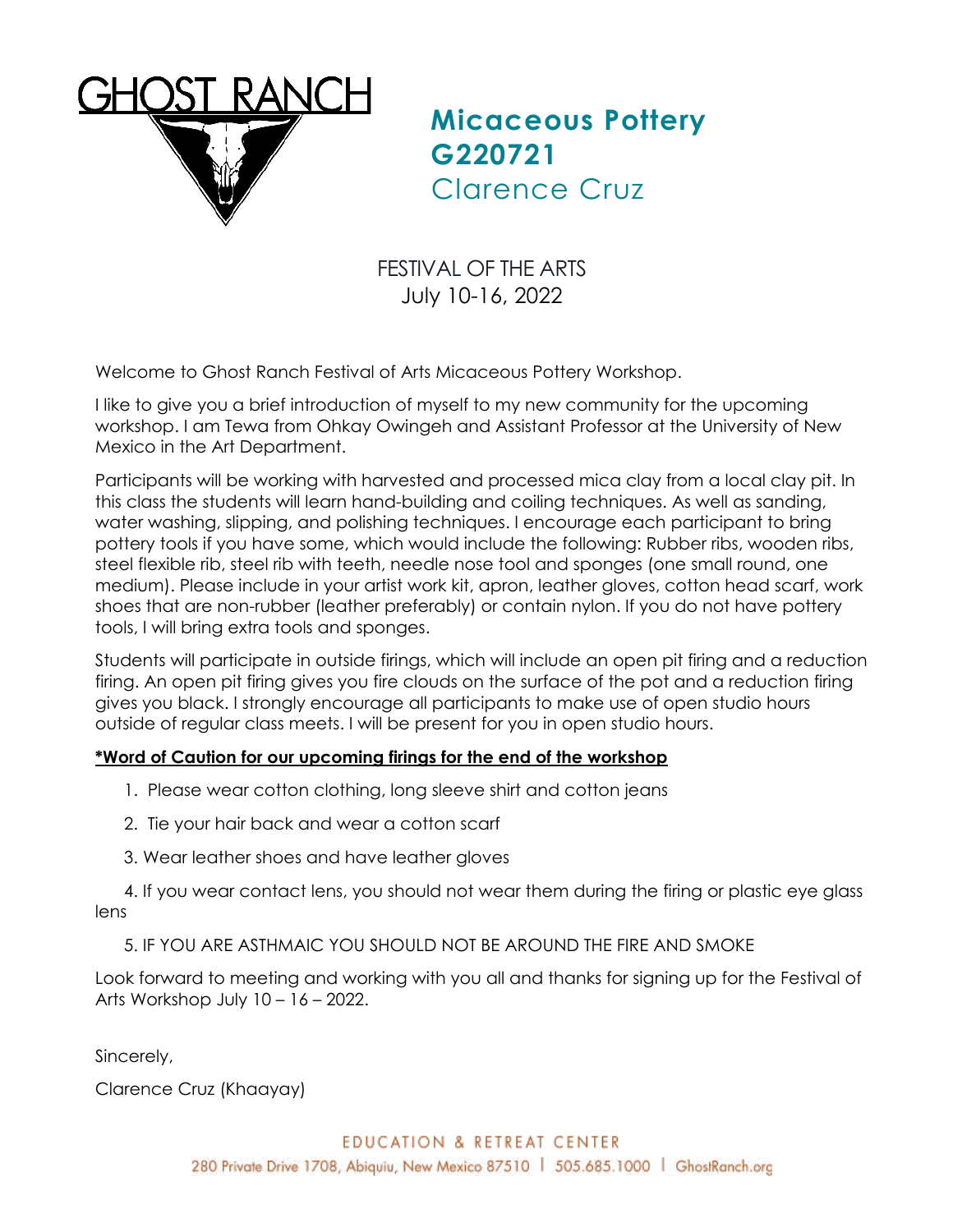GHOST RANCH

# Micaceous Pottery G220721

## Clarence Cruz

FESTIVAL OF THE ARTS
July 10-16, 2022

Welcome to Ghost Ranch Festival of Arts Micaceous Pottery Workshop.

I like to give you a brief introduction of myself to my new community for the upcoming workshop. I am Tewa from Ohkay Owingeh and Assistant Professor at the University of New Mexico in the Art Department.

Participants will be working with harvested and processed mica clay from a local clay pit. In this class the students will learn hand-building and coiling techniques. As well as sanding, water washing, slipping, and polishing techniques. I encourage each participant to bring pottery tools if you have some, which would include the following: Rubber ribs, wooden ribs, steel flexible rib, steel rib with teeth, needle nose tool and sponges (one small round, one medium). Please include in your artist work kit, apron, leather gloves, cotton head scarf, work shoes that are non-rubber (leather preferably) or contain nylon. If you do not have pottery tools, I will bring extra tools and sponges.

Students will participate in outside firings, which will include an open pit firing and a reduction firing. An open pit firing gives you fire clouds on the surface of the pot and a reduction firing gives you black. I strongly encourage all participants to make use of open studio hours outside of regular class meets. I will be present for you in open studio hours.

**\*Word of Caution for our upcoming firings for the end of the workshop**

1. Please wear cotton clothing, long sleeve shirt and cotton jeans
2. Tie your hair back and wear a cotton scarf
3. Wear leather shoes and have leather gloves
4. If you wear contact lens, you should not wear them during the firing or plastic eye glass lens
5. IF YOU ARE ASTHMAIC YOU SHOULD NOT BE AROUND THE FIRE AND SMOKE

Look forward to meeting and working with you all and thanks for signing up for the Festival of Arts Workshop July 10 – 16 – 2022.

Sincerely,

Clarence Cruz (Khaayay)

EDUCATION & RETREAT CENTER
280 Private Drive 1708, Abiquiu, New Mexico 87510 | 505.685.1000 | GhostRanch.org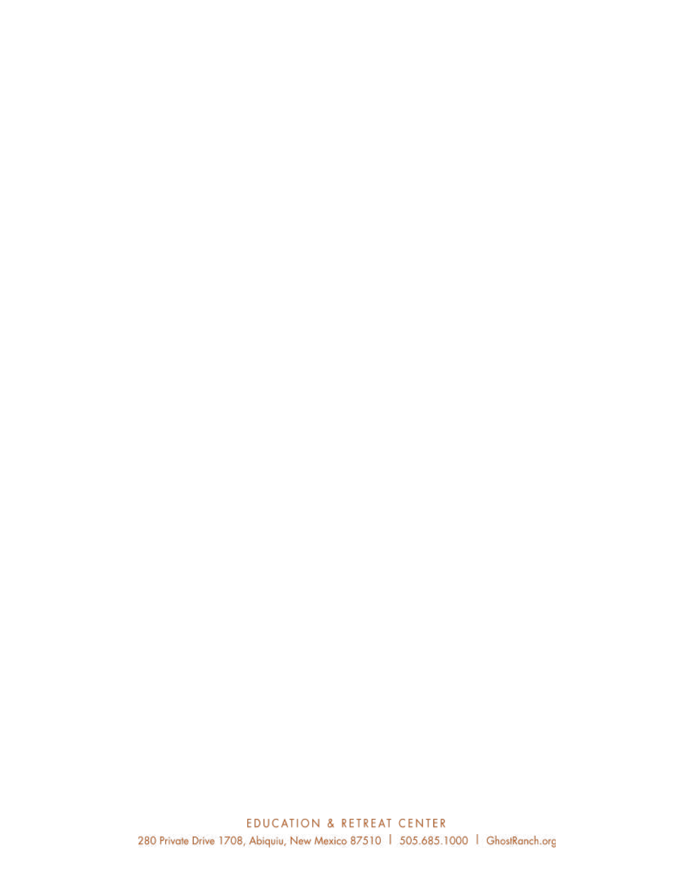EDUCATION & RETREAT CENTER

280 Private Drive 1708, Abiquiu, New Mexico 87510 | 505.685.1000 | GhostRanch.org